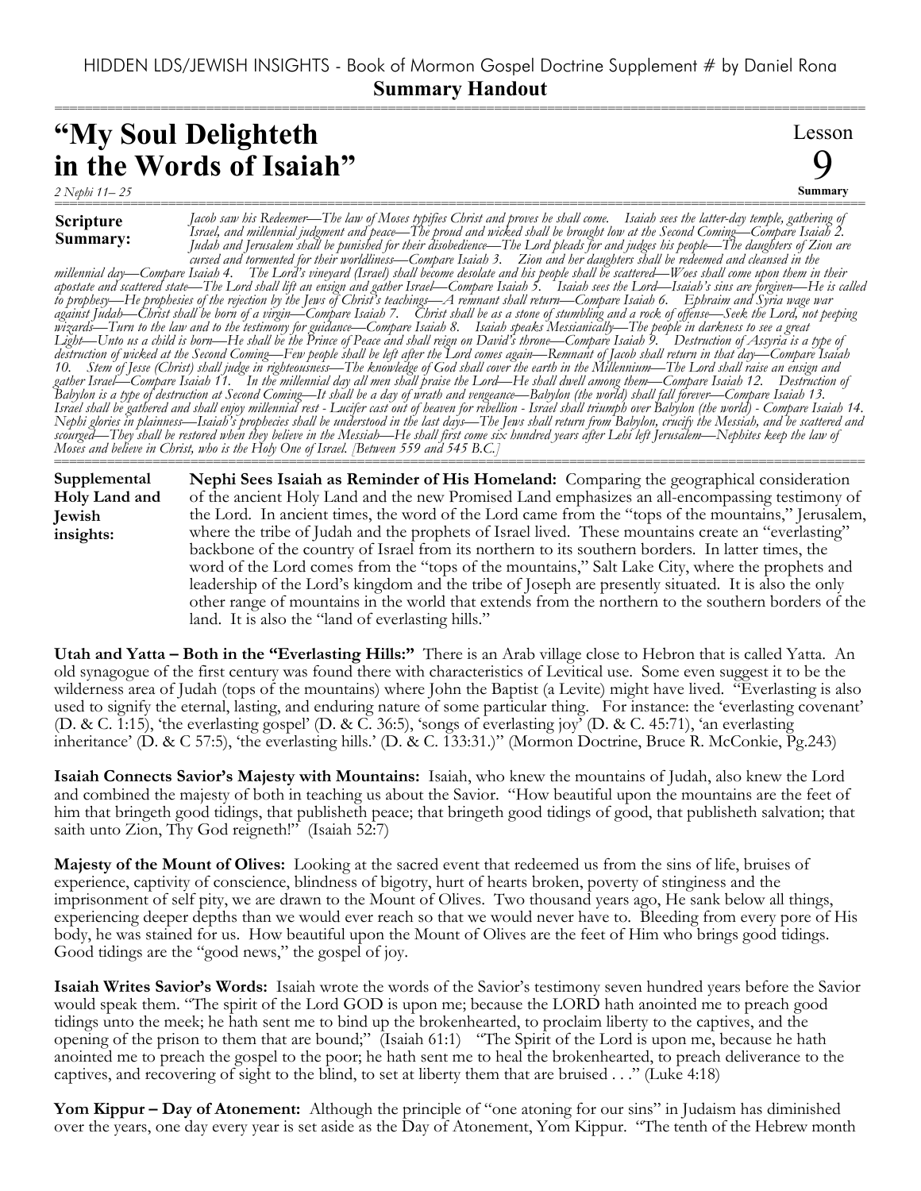HIDDEN LDS/JEWISH INSIGHTS - Book of Mormon Gospel Doctrine Supplement # by Daniel Rona

**Summary Handout**

# "My Soul Delighteth in the Words of Isaiah"

*2 Nephi 11– 25*

Lesson 9 **Summary**

**Scripture Summary:** *Jacob saw his Redeemer—The law of Moses typifies Christ and proves he shall come. Isaiah sees the latter-day temple, gathering of Israel, and millennial judgment and peace—The proud and wicked shall be brought low at the Second Coming—Compare Isaiah 2. Judah and Jerusalem shall be punished for their disobedience—The Lord pleads for and judges his people—The daughters of Zion are cursed and tormented for their worldliness—Compare Isaiah 3. Zion and her daughters shall be redeemed and cleansed in the millennial day—Compare Isaiah 4. The Lord's vineyard (Israel) shall become desolate and his people shall be scattered—Woes shall come upon them in their apostate and scattered state—The Lord shall lift an ensign and gather Israel—Compare Isaiah 5. Isaiah sees the Lord—Isaiah's sins are forgiven—He is called to prophesy—He prophesies of the rejection by the Jews of Christ's teachings—A remnant shall return—Compare Isaiah 6. Ephraim and Syria wage war against Judah—Christ shall be born of a virgin—Compare Isaiah 7. Christ shall be as a stone of stumbling and a rock of offense—Seek the Lord, not peeping wizards—Turn to the law and to the testimony for guidance—Compare Isaiah 8. Isaiah speaks Messianically—The people in darkness to see a great Light—Unto us a child is born—He shall be the Prince of Peace and shall reign on David's throne—Compare Isaiah 9. Destruction of Assyria is a type of destruction of wicked at the Second Coming—Few people shall be left after the Lord comes again—Remnant of Jacob shall return in that day—Compare Isaiah 10. Stem of Jesse (Christ) shall judge in righteousness—The knowledge of God shall cover the earth in the Millennium—The Lord shall raise an ensign and gather Israel—Compare Isaiah 11. In the millennial day all men shall praise the Lord—He shall dwell among them—Compare Isaiah 12. Destruction of Babylon is a type of destruction at Second Coming—It shall be a day of wrath and vengeance—Babylon (the world) shall fall forever—Compare Isaiah 13. Israel shall be gathered and shall enjoy millennial rest - Lucifer cast out of heaven for rebellion - Israel shall triumph over Babylon (the world) - Compare Isaiah 14. Nephi glories in plainness—Isaiah's prophecies shall be understood in the last days—The Jews shall return from Babylon, crucify the Messiah, and be scattered and scourged—They shall be restored when they believe in the Messiah—He shall first come six hundred years after Lehi left Jerusalem—Nephites keep the law of Moses and believe in Christ, who is the Holy One of Israel. [Between 559 and 545 B.C.]*

**Supplemental Holy Land and Jewish insights:**

**Nephi Sees Isaiah as Reminder of His Homeland:** Comparing the geographical consideration of the ancient Holy Land and the new Promised Land emphasizes an all-encompassing testimony of the Lord. In ancient times, the word of the Lord came from the "tops of the mountains," Jerusalem, where the tribe of Judah and the prophets of Israel lived. These mountains create an "everlasting" backbone of the country of Israel from its northern to its southern borders. In latter times, the word of the Lord comes from the "tops of the mountains," Salt Lake City, where the prophets and leadership of the Lord's kingdom and the tribe of Joseph are presently situated. It is also the only other range of mountains in the world that extends from the northern to the southern borders of the land. It is also the "land of everlasting hills."

**Utah and Yatta – Both in the "Everlasting Hills:"** There is an Arab village close to Hebron that is called Yatta. An old synagogue of the first century was found there with characteristics of Levitical use. Some even suggest it to be the wilderness area of Judah (tops of the mountains) where John the Baptist (a Levite) might have lived. "Everlasting is also used to signify the eternal, lasting, and enduring nature of some particular thing. For instance: the 'everlasting covenant' (D. & C. 1:15), 'the everlasting gospel' (D. & C. 36:5), 'songs of everlasting joy' (D. & C. 45:71), 'an everlasting inheritance' (D. & C 57:5), 'the everlasting hills.' (D. & C. 133:31.)" (Mormon Doctrine, Bruce R. McConkie, Pg.243)

**Isaiah Connects Savior's Majesty with Mountains:** Isaiah, who knew the mountains of Judah, also knew the Lord and combined the majesty of both in teaching us about the Savior. "How beautiful upon the mountains are the feet of him that bringeth good tidings, that publisheth peace; that bringeth good tidings of good, that publisheth salvation; that saith unto Zion, Thy God reigneth!" (Isaiah 52:7)

**Majesty of the Mount of Olives:** Looking at the sacred event that redeemed us from the sins of life, bruises of experience, captivity of conscience, blindness of bigotry, hurt of hearts broken, poverty of stinginess and the imprisonment of self pity, we are drawn to the Mount of Olives. Two thousand years ago, He sank below all things, experiencing deeper depths than we would ever reach so that we would never have to. Bleeding from every pore of His body, he was stained for us. How beautiful upon the Mount of Olives are the feet of Him who brings good tidings. Good tidings are the "good news," the gospel of joy.

**Isaiah Writes Savior's Words:** Isaiah wrote the words of the Savior's testimony seven hundred years before the Savior would speak them. "The spirit of the Lord GOD is upon me; because the LORD hath anointed me to preach good tidings unto the meek; he hath sent me to bind up the brokenhearted, to proclaim liberty to the captives, and the opening of the prison to them that are bound;" (Isaiah 61:1) "The Spirit of the Lord is upon me, because he hath anointed me to preach the gospel to the poor; he hath sent me to heal the brokenhearted, to preach deliverance to the captives, and recovering of sight to the blind, to set at liberty them that are bruised . . ." (Luke 4:18)

**Yom Kippur – Day of Atonement:** Although the principle of "one atoning for our sins" in Judaism has diminished over the years, one day every year is set aside as the Day of Atonement, Yom Kippur. "The tenth of the Hebrew month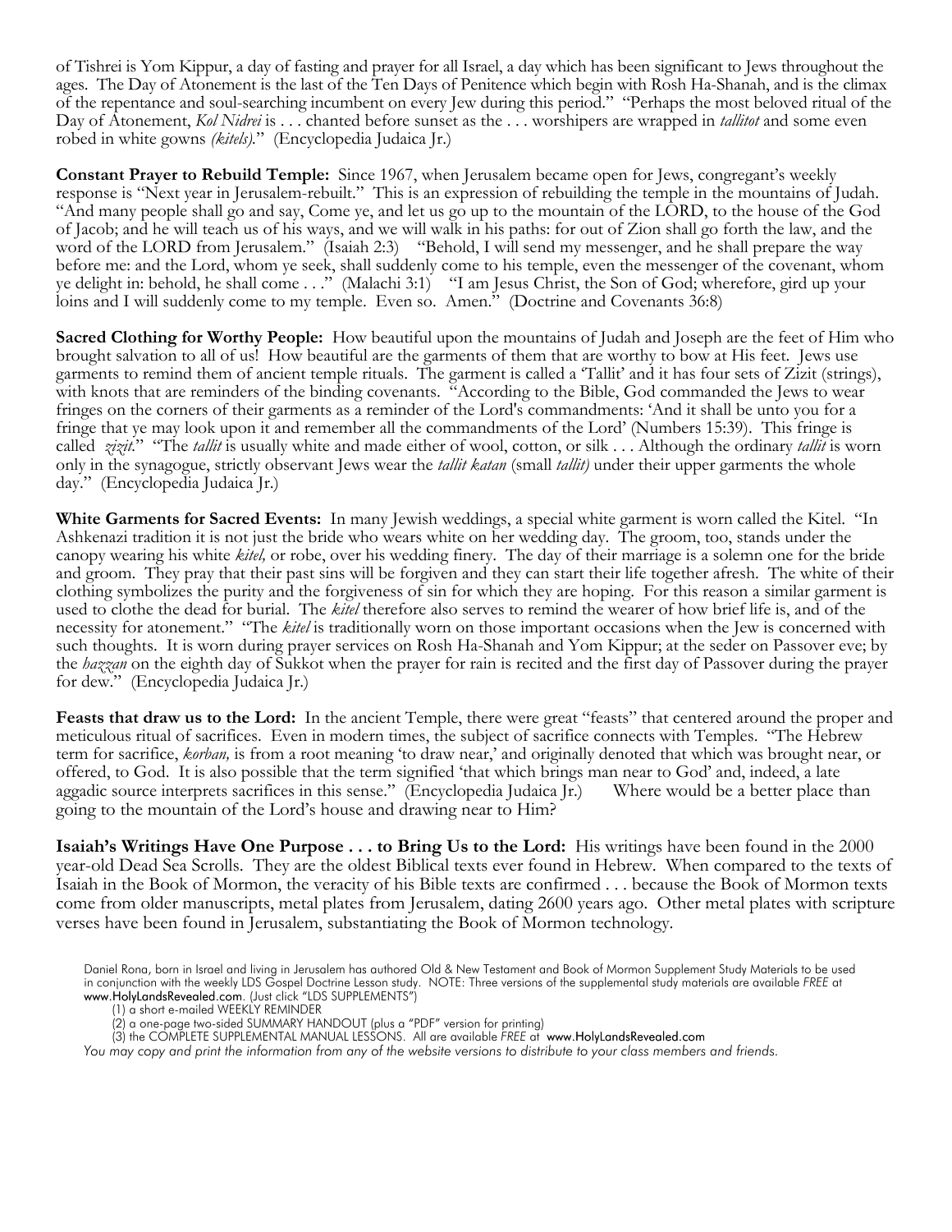of Tishrei is Yom Kippur, a day of fasting and prayer for all Israel, a day which has been significant to Jews throughout the ages. The Day of Atonement is the last of the Ten Days of Penitence which begin with Rosh Ha-Shanah, and is the climax of the repentance and soul-searching incumbent on every Jew during this period." "Perhaps the most beloved ritual of the Day of Atonement, *Kol Nidrei* is . . . chanted before sunset as the . . . worshipers are wrapped in *tallitot* and some even robed in white gowns *(kitels)*." (Encyclopedia Judaica Jr.)

**Constant Prayer to Rebuild Temple:** Since 1967, when Jerusalem became open for Jews, congregant's weekly response is "Next year in Jerusalem-rebuilt." This is an expression of rebuilding the temple in the mountains of Judah. "And many people shall go and say, Come ye, and let us go up to the mountain of the LORD, to the house of the God of Jacob; and he will teach us of his ways, and we will walk in his paths: for out of Zion shall go forth the law, and the word of the LORD from Jerusalem." (Isaiah 2:3) "Behold, I will send my messenger, and he shall prepare the way before me: and the Lord, whom ye seek, shall suddenly come to his temple, even the messenger of the covenant, whom ye delight in: behold, he shall come . . ." (Malachi 3:1) "I am Jesus Christ, the Son of God; wherefore, gird up your loins and I will suddenly come to my temple. Even so. Amen." (Doctrine and Covenants 36:8)

**Sacred Clothing for Worthy People:** How beautiful upon the mountains of Judah and Joseph are the feet of Him who brought salvation to all of us! How beautiful are the garments of them that are worthy to bow at His feet. Jews use garments to remind them of ancient temple rituals. The garment is called a 'Tallit' and it has four sets of Zizit (strings), with knots that are reminders of the binding covenants. "According to the Bible, God commanded the Jews to wear fringes on the corners of their garments as a reminder of the Lord's commandments: 'And it shall be unto you for a fringe that ye may look upon it and remember all the commandments of the Lord' (Numbers 15:39). This fringe is called *zizit*." "The *tallit* is usually white and made either of wool, cotton, or silk . . . Although the ordinary *tallit* is worn only in the synagogue, strictly observant Jews wear the *tallit katan* (small *tallit)* under their upper garments the whole day." (Encyclopedia Judaica Jr.)

**White Garments for Sacred Events:** In many Jewish weddings, a special white garment is worn called the Kitel. "In Ashkenazi tradition it is not just the bride who wears white on her wedding day. The groom, too, stands under the canopy wearing his white *kitel,* or robe, over his wedding finery. The day of their marriage is a solemn one for the bride and groom. They pray that their past sins will be forgiven and they can start their life together afresh. The white of their clothing symbolizes the purity and the forgiveness of sin for which they are hoping. For this reason a similar garment is used to clothe the dead for burial. The *kitel* therefore also serves to remind the wearer of how brief life is, and of the necessity for atonement." "The *kitel* is traditionally worn on those important occasions when the Jew is concerned with such thoughts. It is worn during prayer services on Rosh Ha-Shanah and Yom Kippur; at the seder on Passover eve; by the *hazzan* on the eighth day of Sukkot when the prayer for rain is recited and the first day of Passover during the prayer for dew." (Encyclopedia Judaica Jr.)

**Feasts that draw us to the Lord:** In the ancient Temple, there were great "feasts" that centered around the proper and meticulous ritual of sacrifices. Even in modern times, the subject of sacrifice connects with Temples. "The Hebrew term for sacrifice, *korban,* is from a root meaning 'to draw near,' and originally denoted that which was brought near, or offered, to God. It is also possible that the term signified 'that which brings man near to God' and, indeed, a late aggadic source interprets sacrifices in this sense." (Encyclopedia Judaica Jr.) Where would be a better place than going to the mountain of the Lord's house and drawing near to Him?

**Isaiah's Writings Have One Purpose . . . to Bring Us to the Lord:** His writings have been found in the 2000 year-old Dead Sea Scrolls. They are the oldest Biblical texts ever found in Hebrew. When compared to the texts of Isaiah in the Book of Mormon, the veracity of his Bible texts are confirmed . . . because the Book of Mormon texts come from older manuscripts, metal plates from Jerusalem, dating 2600 years ago. Other metal plates with scripture verses have been found in Jerusalem, substantiating the Book of Mormon technology.

Daniel Rona, born in Israel and living in Jerusalem has authored Old & New Testament and Book of Mormon Supplement Study Materials to be used in conjunction with the weekly LDS Gospel Doctrine Lesson study. NOTE: Three versions of the supplemental study materials are available *FREE* at www.HolyLandsRevealed.com. (Just click "LDS SUPPLEMENTS")

(1) a short e-mailed WEEKLY REMINDER
(2) a one-page two-sided SUMMARY HANDOUT (plus a "PDF" version for printing)
(3) the COMPLETE SUPPLEMENTAL MANUAL LESSONS. All are available *FREE* at www.HolyLandsRevealed.com

*You may copy and print the information from any of the website versions to distribute to your class members and friends.*